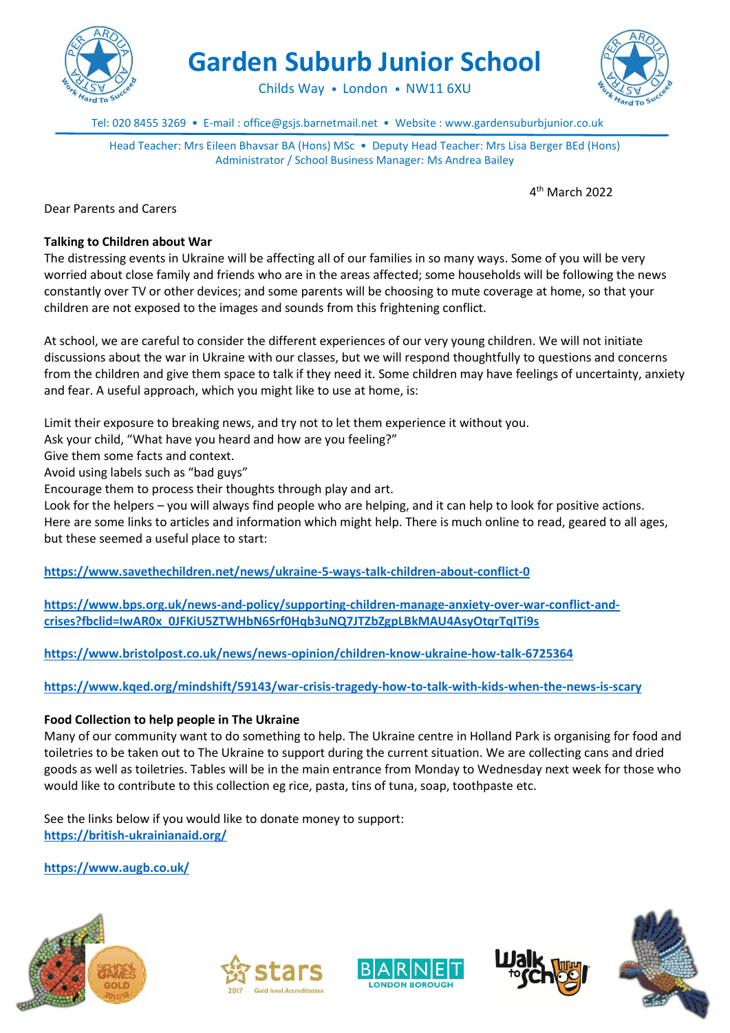# Garden Suburb Junior School

Childs Way • London • NW11 6XU

Tel: 020 8455 3269 • E-mail : office@gsjs.barnetmail.net • Website : www.gardensuburbjunior.co.uk

Head Teacher: Mrs Eileen Bhavsar BA (Hons) MSc • Deputy Head Teacher: Mrs Lisa Berger BEd (Hons)
Administrator / School Business Manager: Ms Andrea Bailey

4th March 2022

Dear Parents and Carers

**Talking to Children about War**

The distressing events in Ukraine will be affecting all of our families in so many ways. Some of you will be very worried about close family and friends who are in the areas affected; some households will be following the news constantly over TV or other devices; and some parents will be choosing to mute coverage at home, so that your children are not exposed to the images and sounds from this frightening conflict.

At school, we are careful to consider the different experiences of our very young children. We will not initiate discussions about the war in Ukraine with our classes, but we will respond thoughtfully to questions and concerns from the children and give them space to talk if they need it. Some children may have feelings of uncertainty, anxiety and fear. A useful approach, which you might like to use at home, is:

Limit their exposure to breaking news, and try not to let them experience it without you.
Ask your child, "What have you heard and how are you feeling?"
Give them some facts and context.
Avoid using labels such as "bad guys"
Encourage them to process their thoughts through play and art.
Look for the helpers – you will always find people who are helping, and it can help to look for positive actions.
Here are some links to articles and information which might help. There is much online to read, geared to all ages, but these seemed a useful place to start:

https://www.savethechildren.net/news/ukraine-5-ways-talk-children-about-conflict-0

https://www.bps.org.uk/news-and-policy/supporting-children-manage-anxiety-over-war-conflict-and-crises?fbclid=IwAR0x_0JFKiU5ZTWHbN6Srf0Hqb3uNQ7JTZbZgpLBkMAU4AsyOtqrTqITi9s

https://www.bristolpost.co.uk/news/news-opinion/children-know-ukraine-how-talk-6725364

https://www.kqed.org/mindshift/59143/war-crisis-tragedy-how-to-talk-with-kids-when-the-news-is-scary

**Food Collection to help people in The Ukraine**

Many of our community want to do something to help. The Ukraine centre in Holland Park is organising for food and toiletries to be taken out to The Ukraine to support during the current situation. We are collecting cans and dried goods as well as toiletries. Tables will be in the main entrance from Monday to Wednesday next week for those who would like to contribute to this collection eg rice, pasta, tins of tuna, soap, toothpaste etc.

See the links below if you would like to donate money to support:
https://british-ukrainianaid.org/

https://www.augb.co.uk/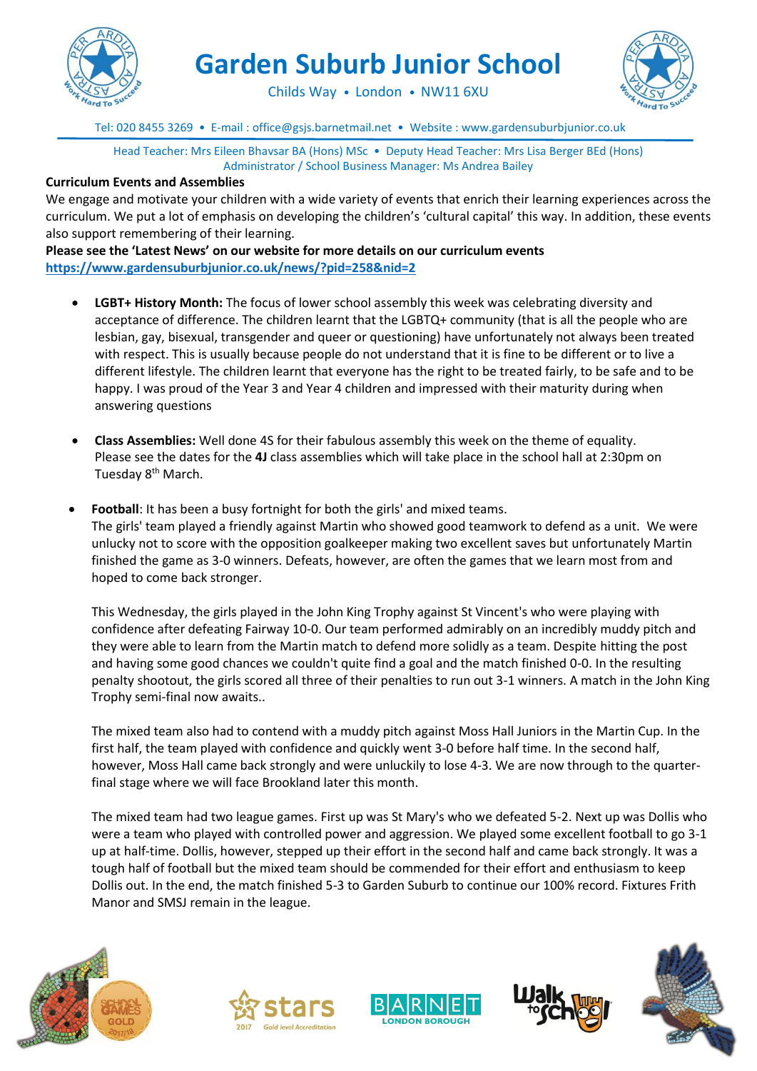# Garden Suburb Junior School

Childs Way • London • NW11 6XU

Tel: 020 8455 3269 • E-mail : office@gsjs.barnetmail.net • Website : www.gardensuburbjunior.co.uk

Head Teacher: Mrs Eileen Bhavsar BA (Hons) MSc • Deputy Head Teacher: Mrs Lisa Berger BEd (Hons)
Administrator / School Business Manager: Ms Andrea Bailey

**Curriculum Events and Assemblies**

We engage and motivate your children with a wide variety of events that enrich their learning experiences across the curriculum. We put a lot of emphasis on developing the children's 'cultural capital' this way. In addition, these events also support remembering of their learning.

**Please see the 'Latest News' on our website for more details on our curriculum events**
**https://www.gardensuburbjunior.co.uk/news/?pid=258&nid=2**

- **LGBT+ History Month:** The focus of lower school assembly this week was celebrating diversity and acceptance of difference. The children learnt that the LGBTQ+ community (that is all the people who are lesbian, gay, bisexual, transgender and queer or questioning) have unfortunately not always been treated with respect. This is usually because people do not understand that it is fine to be different or to live a different lifestyle. The children learnt that everyone has the right to be treated fairly, to be safe and to be happy. I was proud of the Year 3 and Year 4 children and impressed with their maturity during when answering questions

- **Class Assemblies:** Well done 4S for their fabulous assembly this week on the theme of equality. Please see the dates for the **4J** class assemblies which will take place in the school hall at 2:30pm on Tuesday 8th March.

- **Football**: It has been a busy fortnight for both the girls' and mixed teams.
  The girls' team played a friendly against Martin who showed good teamwork to defend as a unit. We were unlucky not to score with the opposition goalkeeper making two excellent saves but unfortunately Martin finished the game as 3-0 winners. Defeats, however, are often the games that we learn most from and hoped to come back stronger.

  This Wednesday, the girls played in the John King Trophy against St Vincent's who were playing with confidence after defeating Fairway 10-0. Our team performed admirably on an incredibly muddy pitch and they were able to learn from the Martin match to defend more solidly as a team. Despite hitting the post and having some good chances we couldn't quite find a goal and the match finished 0-0. In the resulting penalty shootout, the girls scored all three of their penalties to run out 3-1 winners. A match in the John King Trophy semi-final now awaits..

  The mixed team also had to contend with a muddy pitch against Moss Hall Juniors in the Martin Cup. In the first half, the team played with confidence and quickly went 3-0 before half time. In the second half, however, Moss Hall came back strongly and were unluckily to lose 4-3. We are now through to the quarter-final stage where we will face Brookland later this month.

  The mixed team had two league games. First up was St Mary's who we defeated 5-2. Next up was Dollis who were a team who played with controlled power and aggression. We played some excellent football to go 3-1 up at half-time. Dollis, however, stepped up their effort in the second half and came back strongly. It was a tough half of football but the mixed team should be commended for their effort and enthusiasm to keep Dollis out. In the end, the match finished 5-3 to Garden Suburb to continue our 100% record. Fixtures Frith Manor and SMSJ remain in the league.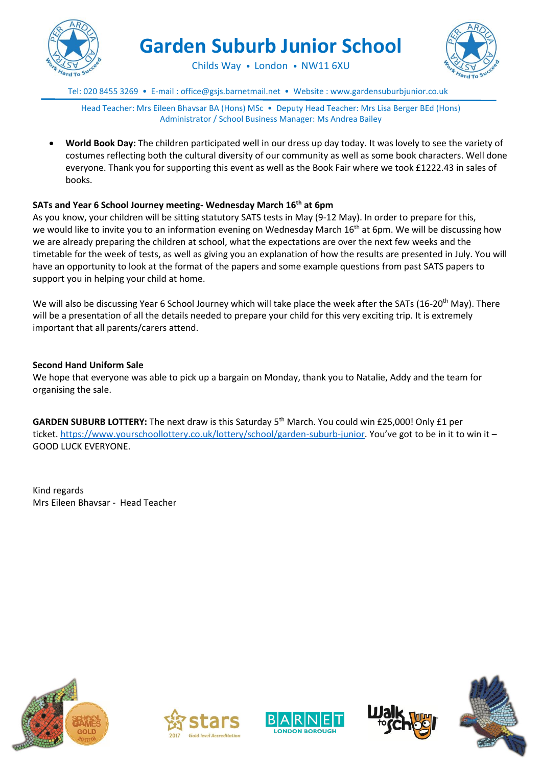# Garden Suburb Junior School

Childs Way • London • NW11 6XU

Tel: 020 8455 3269 • E-mail : office@gsjs.barnetmail.net • Website : www.gardensuburbjunior.co.uk

Head Teacher: Mrs Eileen Bhavsar BA (Hons) MSc • Deputy Head Teacher: Mrs Lisa Berger BEd (Hons)
Administrator / School Business Manager: Ms Andrea Bailey

- **World Book Day:** The children participated well in our dress up day today. It was lovely to see the variety of costumes reflecting both the cultural diversity of our community as well as some book characters. Well done everyone. Thank you for supporting this event as well as the Book Fair where we took £1222.43 in sales of books.

**SATs and Year 6 School Journey meeting- Wednesday March 16th at 6pm**

As you know, your children will be sitting statutory SATS tests in May (9-12 May). In order to prepare for this, we would like to invite you to an information evening on Wednesday March 16th at 6pm. We will be discussing how we are already preparing the children at school, what the expectations are over the next few weeks and the timetable for the week of tests, as well as giving you an explanation of how the results are presented in July. You will have an opportunity to look at the format of the papers and some example questions from past SATS papers to support you in helping your child at home.

We will also be discussing Year 6 School Journey which will take place the week after the SATs (16-20th May). There will be a presentation of all the details needed to prepare your child for this very exciting trip. It is extremely important that all parents/carers attend.

**Second Hand Uniform Sale**

We hope that everyone was able to pick up a bargain on Monday, thank you to Natalie, Addy and the team for organising the sale.

**GARDEN SUBURB LOTTERY:** The next draw is this Saturday 5th March. You could win £25,000! Only £1 per ticket. https://www.yourschoollottery.co.uk/lottery/school/garden-suburb-junior. You've got to be in it to win it – GOOD LUCK EVERYONE.

Kind regards
Mrs Eileen Bhavsar - Head Teacher